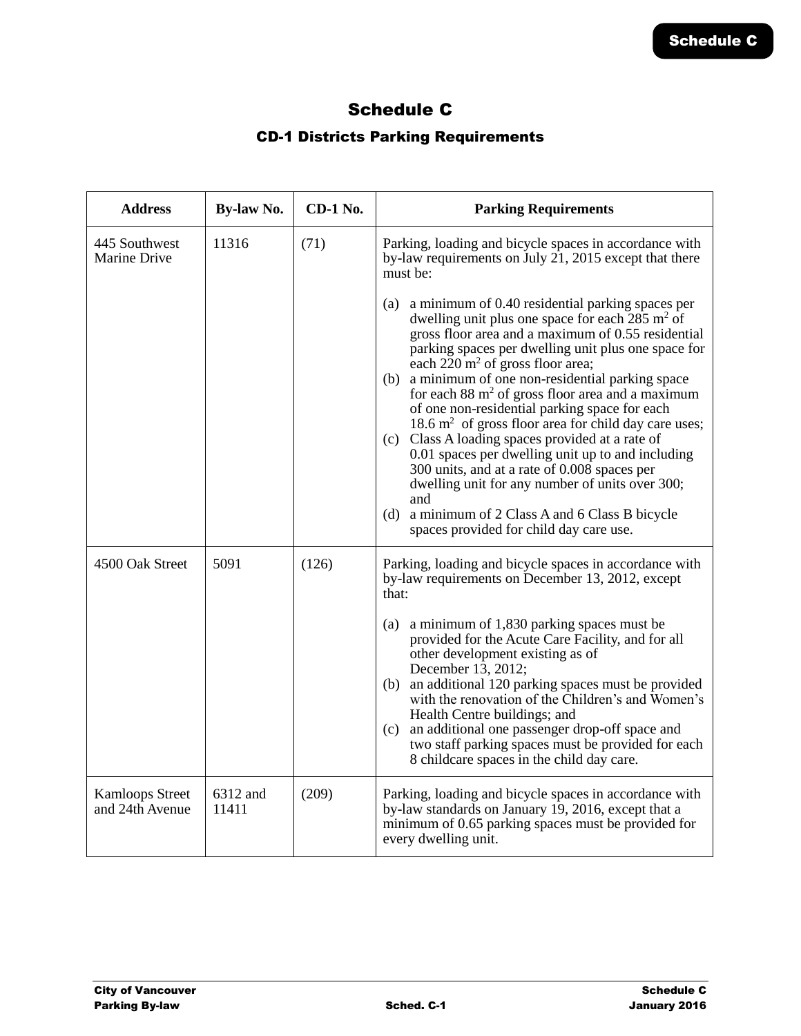# Schedule C

## CD-1 Districts Parking Requirements

| Address | By-law No. | CD-1 No. | Parking Requirements |
| --- | --- | --- | --- |
| 445 Southwest Marine Drive | 11316 | (71) | Parking, loading and bicycle spaces in accordance with by-law requirements on July 21, 2015 except that there must be:<br><br>(a) a minimum of 0.40 residential parking spaces per dwelling unit plus one space for each 285 $m^2$ of gross floor area and a maximum of 0.55 residential parking spaces per dwelling unit plus one space for each 220 $m^2$ of gross floor area;<br>(b) a minimum of one non-residential parking space for each 88 $m^2$ of gross floor area and a maximum of one non-residential parking space for each 18.6 $m^2$ of gross floor area for child day care uses;<br>(c) Class A loading spaces provided at a rate of 0.01 spaces per dwelling unit up to and including 300 units, and at a rate of 0.008 spaces per dwelling unit for any number of units over 300; and<br>(d) a minimum of 2 Class A and 6 Class B bicycle spaces provided for child day care use. |
| 4500 Oak Street | 5091 | (126) | Parking, loading and bicycle spaces in accordance with by-law requirements on December 13, 2012, except that:<br><br>(a) a minimum of 1,830 parking spaces must be provided for the Acute Care Facility, and for all other development existing as of December 13, 2012;<br>(b) an additional 120 parking spaces must be provided with the renovation of the Children's and Women's Health Centre buildings; and<br>(c) an additional one passenger drop-off space and two staff parking spaces must be provided for each 8 childcare spaces in the child day care. |
| Kamloops Street and 24th Avenue | 6312 and 11411 | (209) | Parking, loading and bicycle spaces in accordance with by-law standards on January 19, 2016, except that a minimum of 0.65 parking spaces must be provided for every dwelling unit. |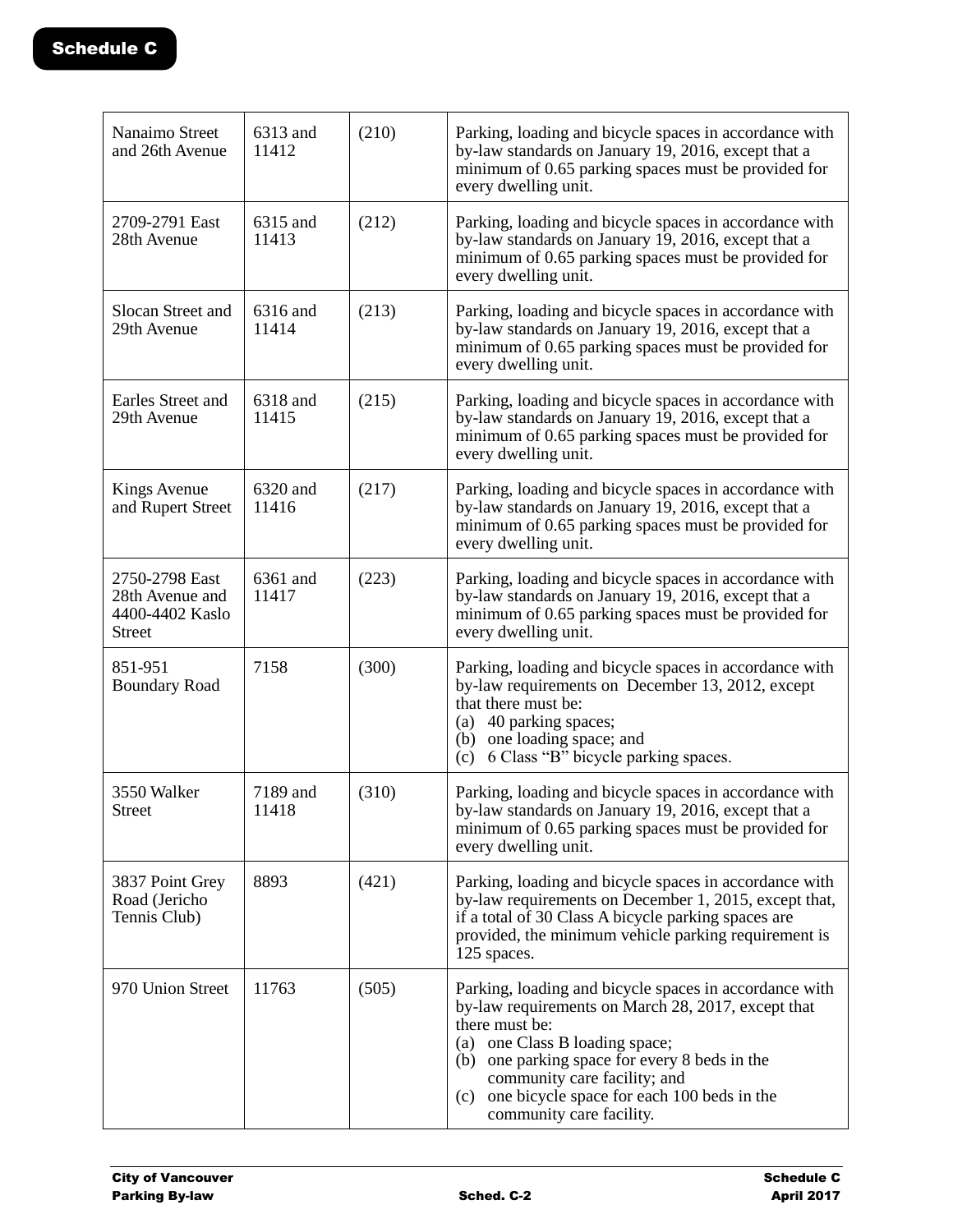| Nanaimo Street and 26th Avenue | 6313 and 11412 | (210) | Parking, loading and bicycle spaces in accordance with by-law standards on January 19, 2016, except that a minimum of 0.65 parking spaces must be provided for every dwelling unit. |
|---|---|---|---|
| 2709-2791 East 28th Avenue | 6315 and 11413 | (212) | Parking, loading and bicycle spaces in accordance with by-law standards on January 19, 2016, except that a minimum of 0.65 parking spaces must be provided for every dwelling unit. |
| Slocan Street and 29th Avenue | 6316 and 11414 | (213) | Parking, loading and bicycle spaces in accordance with by-law standards on January 19, 2016, except that a minimum of 0.65 parking spaces must be provided for every dwelling unit. |
| Earles Street and 29th Avenue | 6318 and 11415 | (215) | Parking, loading and bicycle spaces in accordance with by-law standards on January 19, 2016, except that a minimum of 0.65 parking spaces must be provided for every dwelling unit. |
| Kings Avenue and Rupert Street | 6320 and 11416 | (217) | Parking, loading and bicycle spaces in accordance with by-law standards on January 19, 2016, except that a minimum of 0.65 parking spaces must be provided for every dwelling unit. |
| 2750-2798 East 28th Avenue and 4400-4402 Kaslo Street | 6361 and 11417 | (223) | Parking, loading and bicycle spaces in accordance with by-law standards on January 19, 2016, except that a minimum of 0.65 parking spaces must be provided for every dwelling unit. |
| 851-951 Boundary Road | 7158 | (300) | Parking, loading and bicycle spaces in accordance with by-law requirements on December 13, 2012, except that there must be:<br>(a) 40 parking spaces;<br>(b) one loading space; and<br>(c) 6 Class "B" bicycle parking spaces. |
| 3550 Walker Street | 7189 and 11418 | (310) | Parking, loading and bicycle spaces in accordance with by-law standards on January 19, 2016, except that a minimum of 0.65 parking spaces must be provided for every dwelling unit. |
| 3837 Point Grey Road (Jericho Tennis Club) | 8893 | (421) | Parking, loading and bicycle spaces in accordance with by-law requirements on December 1, 2015, except that, if a total of 30 Class A bicycle parking spaces are provided, the minimum vehicle parking requirement is 125 spaces. |
| 970 Union Street | 11763 | (505) | Parking, loading and bicycle spaces in accordance with by-law requirements on March 28, 2017, except that there must be:<br>(a) one Class B loading space;<br>(b) one parking space for every 8 beds in the community care facility; and<br>(c) one bicycle space for each 100 beds in the community care facility. |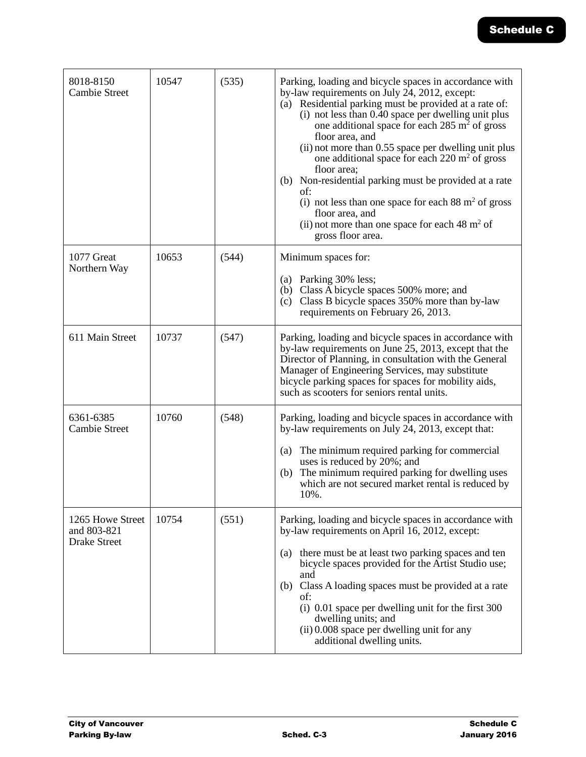| | | | |
|---|---|---|---|
| 8018-8150 Cambie Street | 10547 | (535) | Parking, loading and bicycle spaces in accordance with by-law requirements on July 24, 2012, except:<br>(a) Residential parking must be provided at a rate of:<br>(i) not less than 0.40 space per dwelling unit plus one additional space for each 285 $m^2$ of gross floor area, and<br>(ii) not more than 0.55 space per dwelling unit plus one additional space for each 220 $m^2$ of gross floor area;<br>(b) Non-residential parking must be provided at a rate of:<br>(i) not less than one space for each 88 $m^2$ of gross floor area, and<br>(ii) not more than one space for each 48 $m^2$ of gross floor area. |
| 1077 Great Northern Way | 10653 | (544) | Minimum spaces for:<br>(a) Parking 30% less;<br>(b) Class A bicycle spaces 500% more; and<br>(c) Class B bicycle spaces 350% more than by-law requirements on February 26, 2013. |
| 611 Main Street | 10737 | (547) | Parking, loading and bicycle spaces in accordance with by-law requirements on June 25, 2013, except that the Director of Planning, in consultation with the General Manager of Engineering Services, may substitute bicycle parking spaces for spaces for mobility aids, such as scooters for seniors rental units. |
| 6361-6385 Cambie Street | 10760 | (548) | Parking, loading and bicycle spaces in accordance with by-law requirements on July 24, 2013, except that:<br>(a) The minimum required parking for commercial uses is reduced by 20%; and<br>(b) The minimum required parking for dwelling uses which are not secured market rental is reduced by 10%. |
| 1265 Howe Street and 803-821 Drake Street | 10754 | (551) | Parking, loading and bicycle spaces in accordance with by-law requirements on April 16, 2012, except:<br>(a) there must be at least two parking spaces and ten bicycle spaces provided for the Artist Studio use; and<br>(b) Class A loading spaces must be provided at a rate of:<br>(i) 0.01 space per dwelling unit for the first 300 dwelling units; and<br>(ii) 0.008 space per dwelling unit for any additional dwelling units. |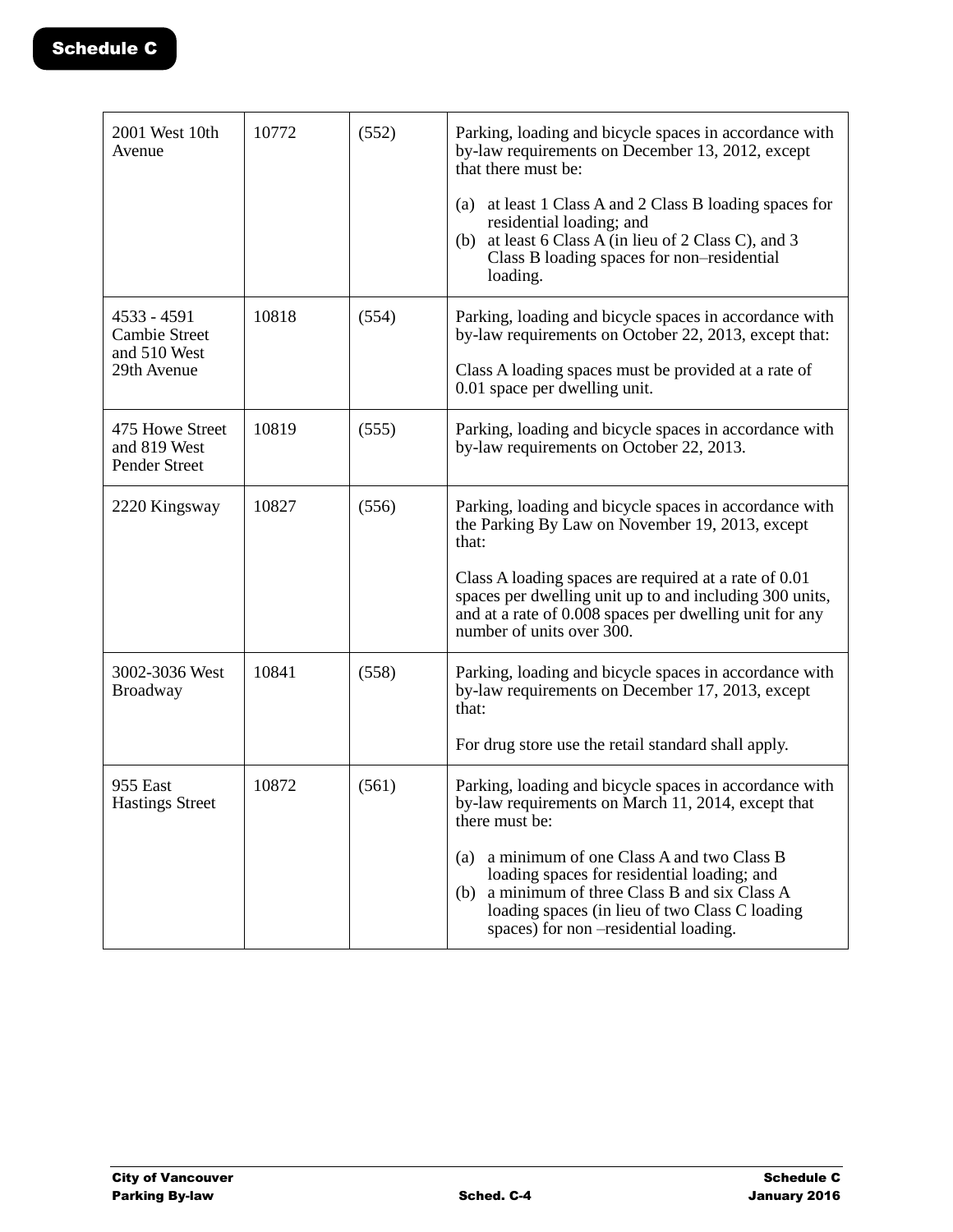| | | | |
|---|---|---|---|
| 2001 West 10th Avenue | 10772 | (552) | Parking, loading and bicycle spaces in accordance with by-law requirements on December 13, 2012, except that there must be:<br><br>(a) at least 1 Class A and 2 Class B loading spaces for residential loading; and<br>(b) at least 6 Class A (in lieu of 2 Class C), and 3 Class B loading spaces for non–residential loading. |
| 4533 - 4591 Cambie Street and 510 West 29th Avenue | 10818 | (554) | Parking, loading and bicycle spaces in accordance with by-law requirements on October 22, 2013, except that:<br><br>Class A loading spaces must be provided at a rate of 0.01 space per dwelling unit. |
| 475 Howe Street and 819 West Pender Street | 10819 | (555) | Parking, loading and bicycle spaces in accordance with by-law requirements on October 22, 2013. |
| 2220 Kingsway | 10827 | (556) | Parking, loading and bicycle spaces in accordance with the Parking By Law on November 19, 2013, except that:<br><br>Class A loading spaces are required at a rate of 0.01 spaces per dwelling unit up to and including 300 units, and at a rate of 0.008 spaces per dwelling unit for any number of units over 300. |
| 3002-3036 West Broadway | 10841 | (558) | Parking, loading and bicycle spaces in accordance with by-law requirements on December 17, 2013, except that:<br><br>For drug store use the retail standard shall apply. |
| 955 East Hastings Street | 10872 | (561) | Parking, loading and bicycle spaces in accordance with by-law requirements on March 11, 2014, except that there must be:<br><br>(a) a minimum of one Class A and two Class B loading spaces for residential loading; and<br>(b) a minimum of three Class B and six Class A loading spaces (in lieu of two Class C loading spaces) for non –residential loading. |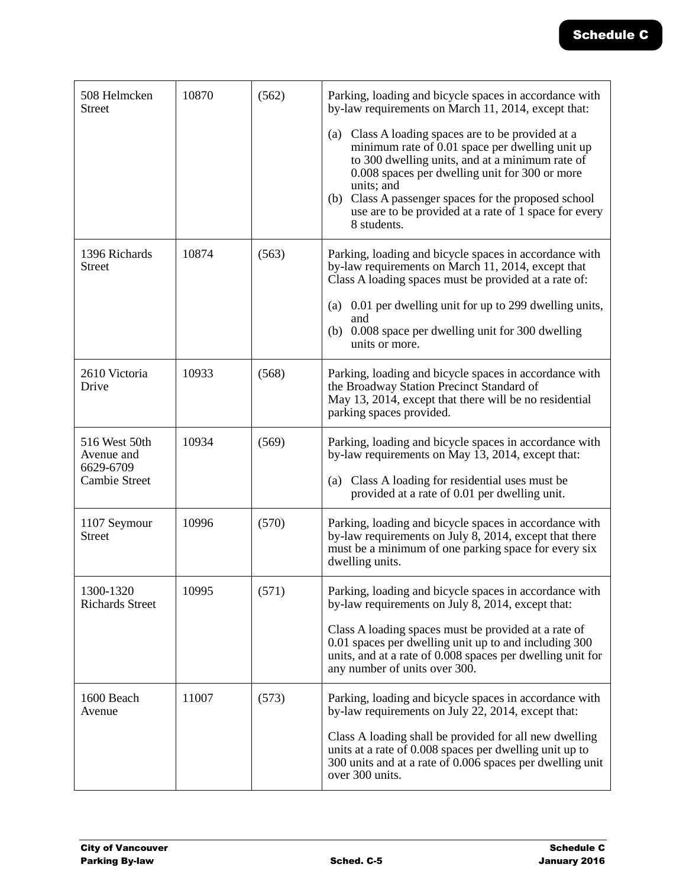| | | | |
|---|---|---|---|
| 508 Helmcken Street | 10870 | (562) | Parking, loading and bicycle spaces in accordance with by-law requirements on March 11, 2014, except that: (a) Class A loading spaces are to be provided at a minimum rate of 0.01 space per dwelling unit up to 300 dwelling units, and at a minimum rate of 0.008 spaces per dwelling unit for 300 or more units; and (b) Class A passenger spaces for the proposed school use are to be provided at a rate of 1 space for every 8 students. |
| 1396 Richards Street | 10874 | (563) | Parking, loading and bicycle spaces in accordance with by-law requirements on March 11, 2014, except that Class A loading spaces must be provided at a rate of: (a) 0.01 per dwelling unit for up to 299 dwelling units, and (b) 0.008 space per dwelling unit for 300 dwelling units or more. |
| 2610 Victoria Drive | 10933 | (568) | Parking, loading and bicycle spaces in accordance with the Broadway Station Precinct Standard of May 13, 2014, except that there will be no residential parking spaces provided. |
| 516 West 50th Avenue and 6629-6709 Cambie Street | 10934 | (569) | Parking, loading and bicycle spaces in accordance with by-law requirements on May 13, 2014, except that: (a) Class A loading for residential uses must be provided at a rate of 0.01 per dwelling unit. |
| 1107 Seymour Street | 10996 | (570) | Parking, loading and bicycle spaces in accordance with by-law requirements on July 8, 2014, except that there must be a minimum of one parking space for every six dwelling units. |
| 1300-1320 Richards Street | 10995 | (571) | Parking, loading and bicycle spaces in accordance with by-law requirements on July 8, 2014, except that: Class A loading spaces must be provided at a rate of 0.01 spaces per dwelling unit up to and including 300 units, and at a rate of 0.008 spaces per dwelling unit for any number of units over 300. |
| 1600 Beach Avenue | 11007 | (573) | Parking, loading and bicycle spaces in accordance with by-law requirements on July 22, 2014, except that: Class A loading shall be provided for all new dwelling units at a rate of 0.008 spaces per dwelling unit up to 300 units and at a rate of 0.006 spaces per dwelling unit over 300 units. |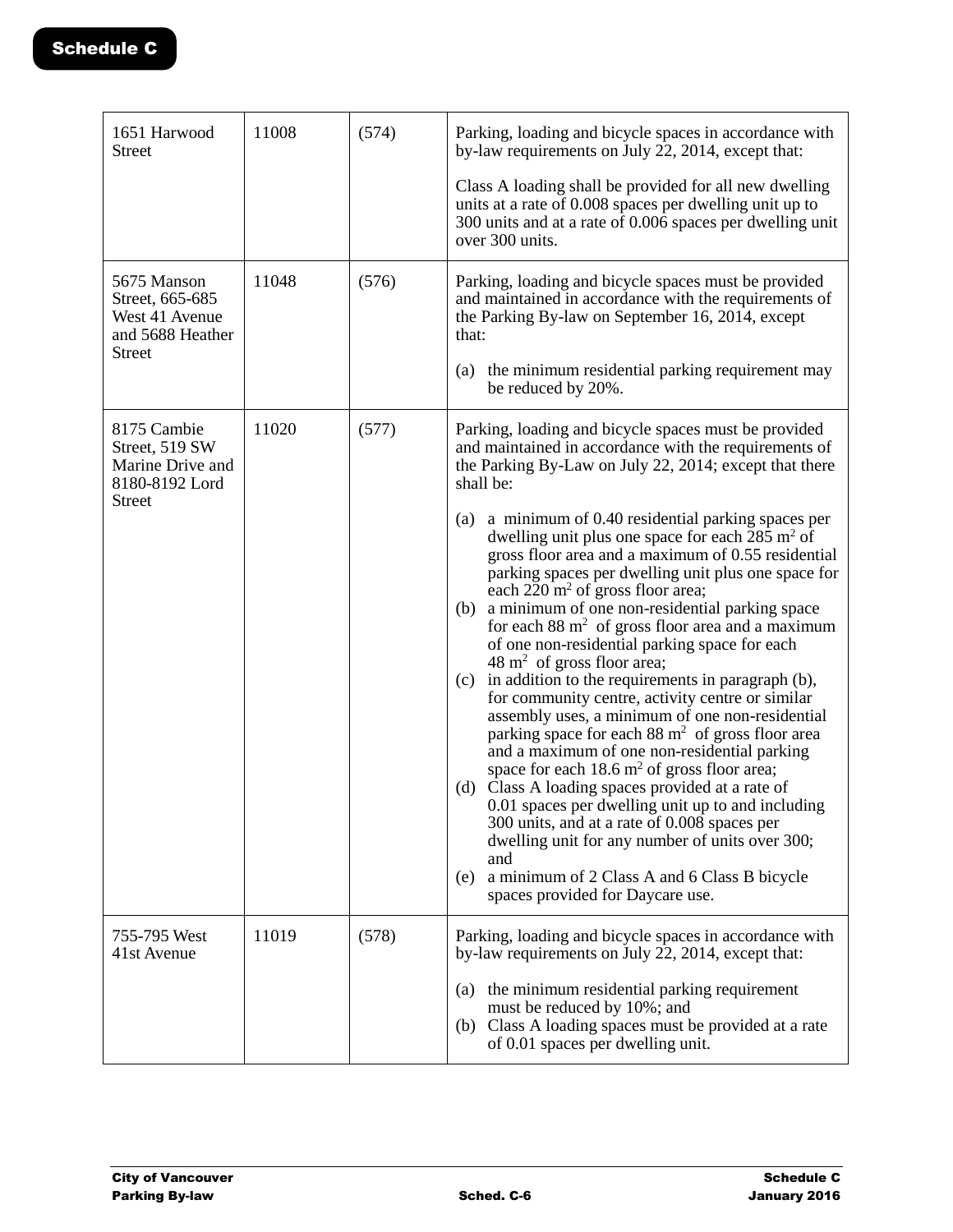| | | | |
|---|---|---|---|
| 1651 Harwood Street | 11008 | (574) | Parking, loading and bicycle spaces in accordance with by-law requirements on July 22, 2014, except that:<br><br>Class A loading shall be provided for all new dwelling units at a rate of 0.008 spaces per dwelling unit up to 300 units and at a rate of 0.006 spaces per dwelling unit over 300 units. |
| 5675 Manson Street, 665-685 West 41 Avenue and 5688 Heather Street | 11048 | (576) | Parking, loading and bicycle spaces must be provided and maintained in accordance with the requirements of the Parking By-law on September 16, 2014, except that:<br><br>(a) the minimum residential parking requirement may be reduced by 20%. |
| 8175 Cambie Street, 519 SW Marine Drive and 8180-8192 Lord Street | 11020 | (577) | Parking, loading and bicycle spaces must be provided and maintained in accordance with the requirements of the Parking By-Law on July 22, 2014; except that there shall be:<br><br>(a) a minimum of 0.40 residential parking spaces per dwelling unit plus one space for each 285 $m^2$ of gross floor area and a maximum of 0.55 residential parking spaces per dwelling unit plus one space for each 220 $m^2$ of gross floor area;<br>(b) a minimum of one non-residential parking space for each 88 $m^2$ of gross floor area and a maximum of one non-residential parking space for each 48 $m^2$ of gross floor area;<br>(c) in addition to the requirements in paragraph (b), for community centre, activity centre or similar assembly uses, a minimum of one non-residential parking space for each 88 $m^2$ of gross floor area and a maximum of one non-residential parking space for each 18.6 $m^2$ of gross floor area;<br>(d) Class A loading spaces provided at a rate of 0.01 spaces per dwelling unit up to and including 300 units, and at a rate of 0.008 spaces per dwelling unit for any number of units over 300; and<br>(e) a minimum of 2 Class A and 6 Class B bicycle spaces provided for Daycare use. |
| 755-795 West 41st Avenue | 11019 | (578) | Parking, loading and bicycle spaces in accordance with by-law requirements on July 22, 2014, except that:<br><br>(a) the minimum residential parking requirement must be reduced by 10%; and<br>(b) Class A loading spaces must be provided at a rate of 0.01 spaces per dwelling unit. |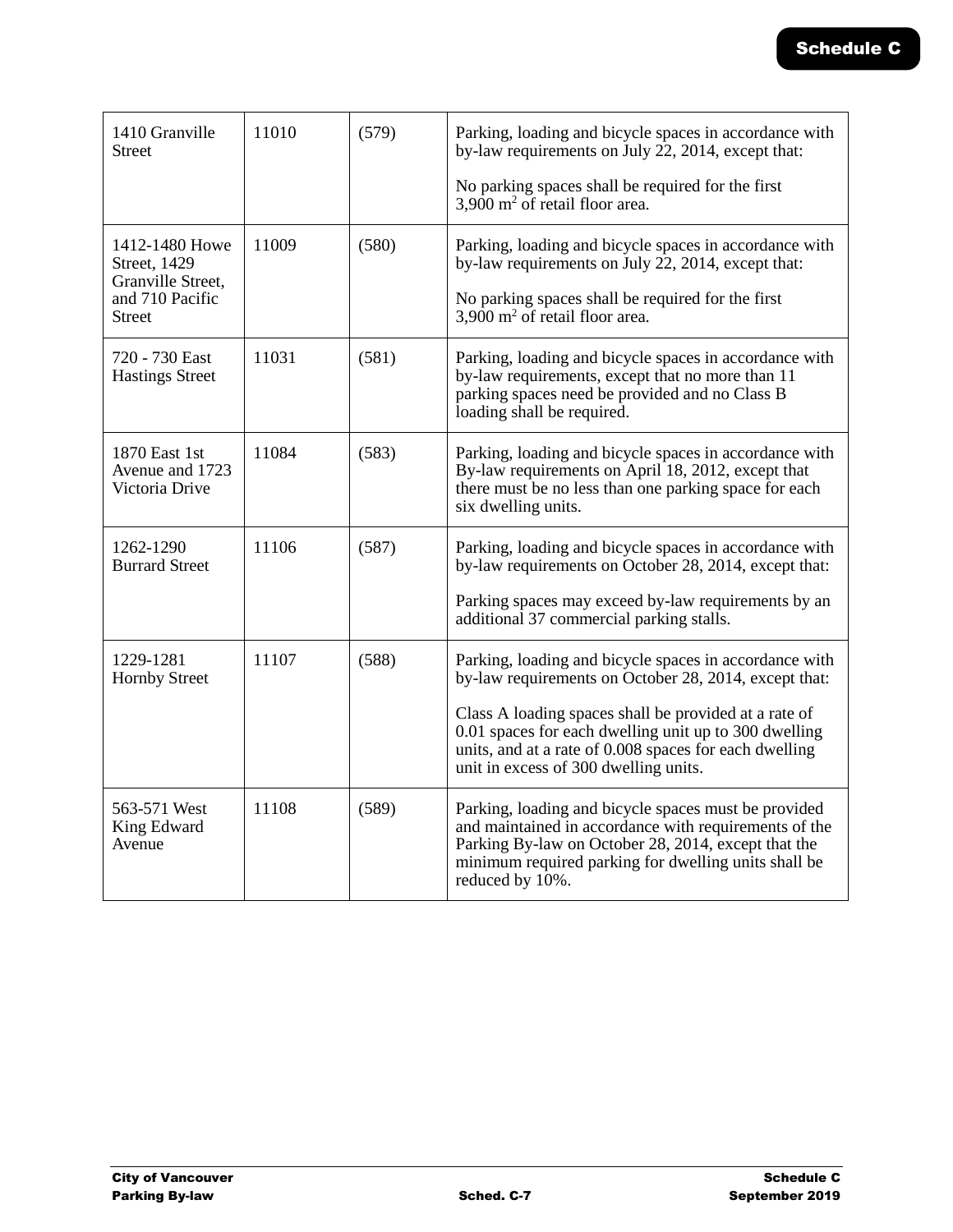| | | | |
|---|---|---|---|
| 1410 Granville Street | 11010 | (579) | Parking, loading and bicycle spaces in accordance with by-law requirements on July 22, 2014, except that:<br><br>No parking spaces shall be required for the first 3,900 $m^2$ of retail floor area. |
| 1412-1480 Howe Street, 1429 Granville Street, and 710 Pacific Street | 11009 | (580) | Parking, loading and bicycle spaces in accordance with by-law requirements on July 22, 2014, except that:<br><br>No parking spaces shall be required for the first 3,900 $m^2$ of retail floor area. |
| 720 - 730 East Hastings Street | 11031 | (581) | Parking, loading and bicycle spaces in accordance with by-law requirements, except that no more than 11 parking spaces need be provided and no Class B loading shall be required. |
| 1870 East 1st Avenue and 1723 Victoria Drive | 11084 | (583) | Parking, loading and bicycle spaces in accordance with By-law requirements on April 18, 2012, except that there must be no less than one parking space for each six dwelling units. |
| 1262-1290 Burrard Street | 11106 | (587) | Parking, loading and bicycle spaces in accordance with by-law requirements on October 28, 2014, except that:<br><br>Parking spaces may exceed by-law requirements by an additional 37 commercial parking stalls. |
| 1229-1281 Hornby Street | 11107 | (588) | Parking, loading and bicycle spaces in accordance with by-law requirements on October 28, 2014, except that:<br><br>Class A loading spaces shall be provided at a rate of 0.01 spaces for each dwelling unit up to 300 dwelling units, and at a rate of 0.008 spaces for each dwelling unit in excess of 300 dwelling units. |
| 563-571 West King Edward Avenue | 11108 | (589) | Parking, loading and bicycle spaces must be provided and maintained in accordance with requirements of the Parking By-law on October 28, 2014, except that the minimum required parking for dwelling units shall be reduced by 10%. |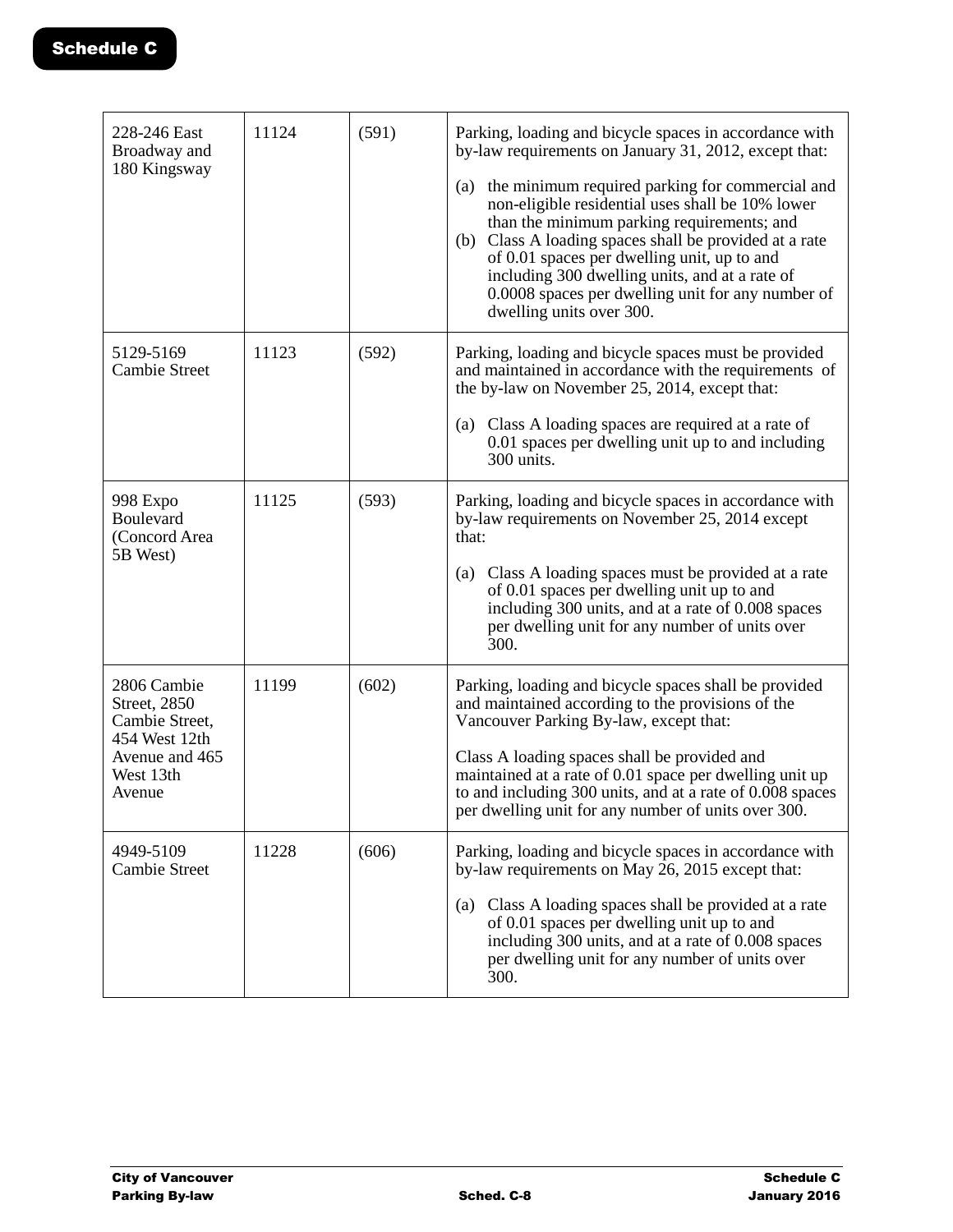| | | | |
|---|---|---|---|
| 228-246 East Broadway and 180 Kingsway | 11124 | (591) | Parking, loading and bicycle spaces in accordance with by-law requirements on January 31, 2012, except that:<br><br>(a) the minimum required parking for commercial and non-eligible residential uses shall be 10% lower than the minimum parking requirements; and<br>(b) Class A loading spaces shall be provided at a rate of 0.01 spaces per dwelling unit, up to and including 300 dwelling units, and at a rate of 0.0008 spaces per dwelling unit for any number of dwelling units over 300. |
| 5129-5169 Cambie Street | 11123 | (592) | Parking, loading and bicycle spaces must be provided and maintained in accordance with the requirements of the by-law on November 25, 2014, except that:<br><br>(a) Class A loading spaces are required at a rate of 0.01 spaces per dwelling unit up to and including 300 units. |
| 998 Expo Boulevard (Concord Area 5B West) | 11125 | (593) | Parking, loading and bicycle spaces in accordance with by-law requirements on November 25, 2014 except that:<br><br>(a) Class A loading spaces must be provided at a rate of 0.01 spaces per dwelling unit up to and including 300 units, and at a rate of 0.008 spaces per dwelling unit for any number of units over 300. |
| 2806 Cambie Street, 2850 Cambie Street, 454 West 12th Avenue and 465 West 13th Avenue | 11199 | (602) | Parking, loading and bicycle spaces shall be provided and maintained according to the provisions of the Vancouver Parking By-law, except that:<br><br>Class A loading spaces shall be provided and maintained at a rate of 0.01 space per dwelling unit up to and including 300 units, and at a rate of 0.008 spaces per dwelling unit for any number of units over 300. |
| 4949-5109 Cambie Street | 11228 | (606) | Parking, loading and bicycle spaces in accordance with by-law requirements on May 26, 2015 except that:<br><br>(a) Class A loading spaces shall be provided at a rate of 0.01 spaces per dwelling unit up to and including 300 units, and at a rate of 0.008 spaces per dwelling unit for any number of units over 300. |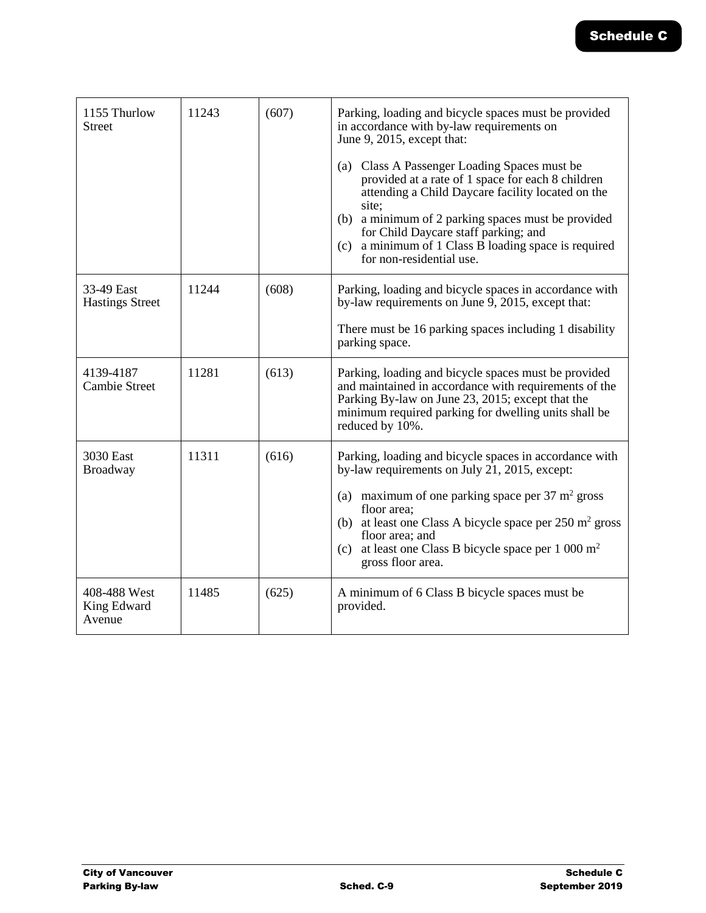| | | | |
|---|---|---|---|
| 1155 Thurlow Street | 11243 | (607) | Parking, loading and bicycle spaces must be provided in accordance with by-law requirements on June 9, 2015, except that:<br><br>(a) Class A Passenger Loading Spaces must be provided at a rate of 1 space for each 8 children attending a Child Daycare facility located on the site;<br>(b) a minimum of 2 parking spaces must be provided for Child Daycare staff parking; and<br>(c) a minimum of 1 Class B loading space is required for non-residential use. |
| 33-49 East Hastings Street | 11244 | (608) | Parking, loading and bicycle spaces in accordance with by-law requirements on June 9, 2015, except that:<br><br>There must be 16 parking spaces including 1 disability parking space. |
| 4139-4187 Cambie Street | 11281 | (613) | Parking, loading and bicycle spaces must be provided and maintained in accordance with requirements of the Parking By-law on June 23, 2015; except that the minimum required parking for dwelling units shall be reduced by 10%. |
| 3030 East Broadway | 11311 | (616) | Parking, loading and bicycle spaces in accordance with by-law requirements on July 21, 2015, except:<br><br>(a) maximum of one parking space per 37 $m^2$ gross floor area;<br>(b) at least one Class A bicycle space per 250 $m^2$ gross floor area; and<br>(c) at least one Class B bicycle space per 1 000 $m^2$ gross floor area. |
| 408-488 West King Edward Avenue | 11485 | (625) | A minimum of 6 Class B bicycle spaces must be provided. |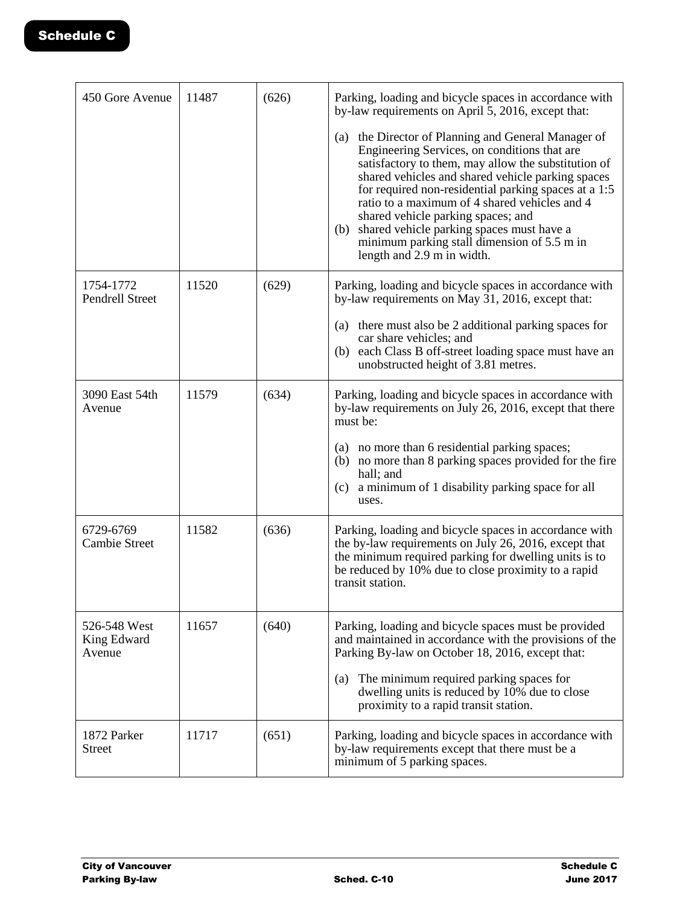| 450 Gore Avenue | 11487 | (626) | Parking, loading and bicycle spaces in accordance with by-law requirements on April 5, 2016, except that:<br><br>(a) the Director of Planning and General Manager of Engineering Services, on conditions that are satisfactory to them, may allow the substitution of shared vehicles and shared vehicle parking spaces for required non-residential parking spaces at a 1:5 ratio to a maximum of 4 shared vehicles and 4 shared vehicle parking spaces; and<br>(b) shared vehicle parking spaces must have a minimum parking stall dimension of 5.5 m in length and 2.9 m in width. |
|---|---|---|---|
| 1754-1772 Pendrell Street | 11520 | (629) | Parking, loading and bicycle spaces in accordance with by-law requirements on May 31, 2016, except that:<br><br>(a) there must also be 2 additional parking spaces for car share vehicles; and<br>(b) each Class B off-street loading space must have an unobstructed height of 3.81 metres. |
| 3090 East 54th Avenue | 11579 | (634) | Parking, loading and bicycle spaces in accordance with by-law requirements on July 26, 2016, except that there must be:<br><br>(a) no more than 6 residential parking spaces;<br>(b) no more than 8 parking spaces provided for the fire hall; and<br>(c) a minimum of 1 disability parking space for all uses. |
| 6729-6769 Cambie Street | 11582 | (636) | Parking, loading and bicycle spaces in accordance with the by-law requirements on July 26, 2016, except that the minimum required parking for dwelling units is to be reduced by 10% due to close proximity to a rapid transit station. |
| 526-548 West King Edward Avenue | 11657 | (640) | Parking, loading and bicycle spaces must be provided and maintained in accordance with the provisions of the Parking By-law on October 18, 2016, except that:<br><br>(a) The minimum required parking spaces for dwelling units is reduced by 10% due to close proximity to a rapid transit station. |
| 1872 Parker Street | 11717 | (651) | Parking, loading and bicycle spaces in accordance with by-law requirements except that there must be a minimum of 5 parking spaces. |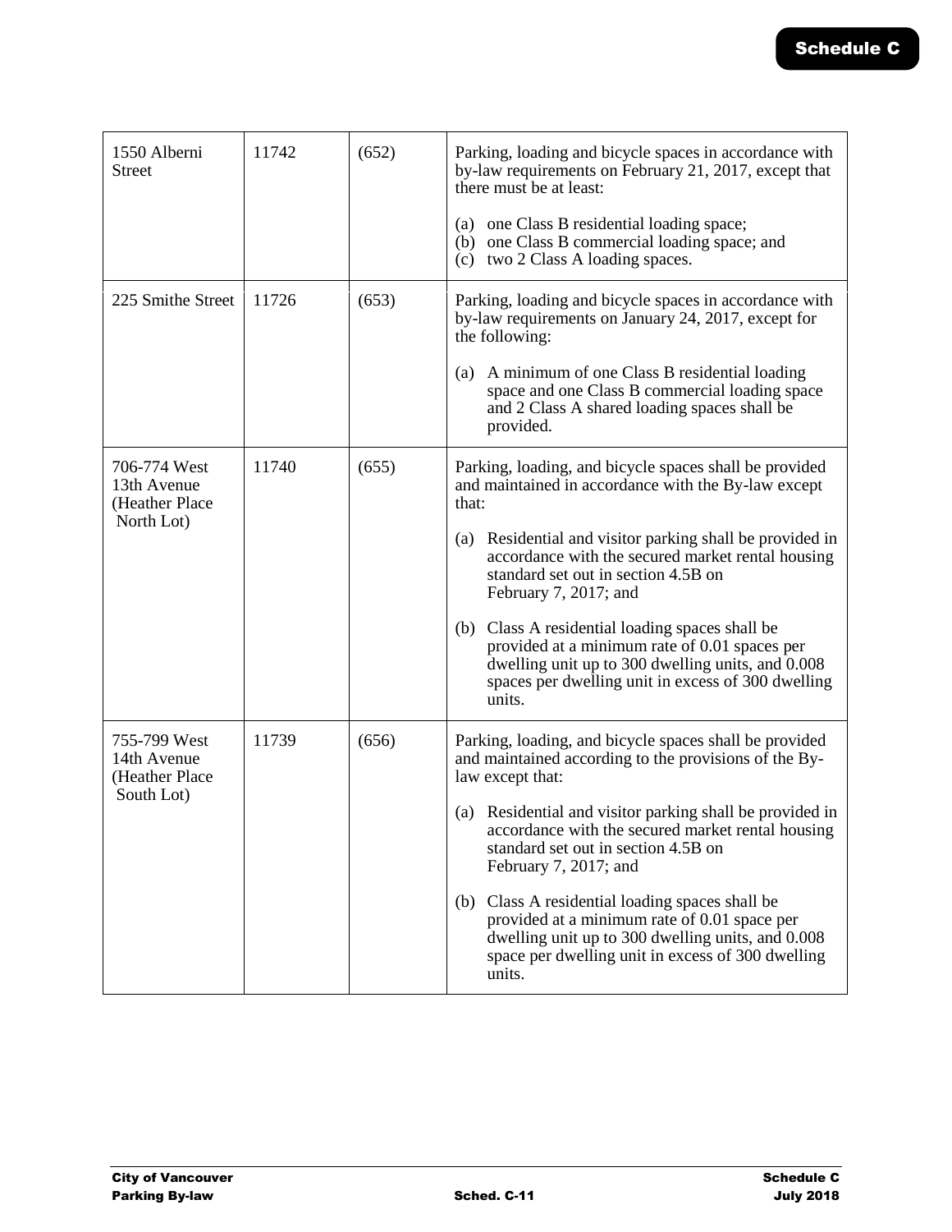| | | | |
|---|---|---|---|
| 1550 Alberni Street | 11742 | (652) | Parking, loading and bicycle spaces in accordance with by-law requirements on February 21, 2017, except that there must be at least:<br><br>(a) one Class B residential loading space;<br>(b) one Class B commercial loading space; and<br>(c) two 2 Class A loading spaces. |
| 225 Smithe Street | 11726 | (653) | Parking, loading and bicycle spaces in accordance with by-law requirements on January 24, 2017, except for the following:<br><br>(a) A minimum of one Class B residential loading space and one Class B commercial loading space and 2 Class A shared loading spaces shall be provided. |
| 706-774 West 13th Avenue (Heather Place North Lot) | 11740 | (655) | Parking, loading, and bicycle spaces shall be provided and maintained in accordance with the By-law except that:<br><br>(a) Residential and visitor parking shall be provided in accordance with the secured market rental housing standard set out in section 4.5B on February 7, 2017; and<br><br>(b) Class A residential loading spaces shall be provided at a minimum rate of 0.01 spaces per dwelling unit up to 300 dwelling units, and 0.008 spaces per dwelling unit in excess of 300 dwelling units. |
| 755-799 West 14th Avenue (Heather Place South Lot) | 11739 | (656) | Parking, loading, and bicycle spaces shall be provided and maintained according to the provisions of the By-law except that:<br><br>(a) Residential and visitor parking shall be provided in accordance with the secured market rental housing standard set out in section 4.5B on February 7, 2017; and<br><br>(b) Class A residential loading spaces shall be provided at a minimum rate of 0.01 space per dwelling unit up to 300 dwelling units, and 0.008 space per dwelling unit in excess of 300 dwelling units. |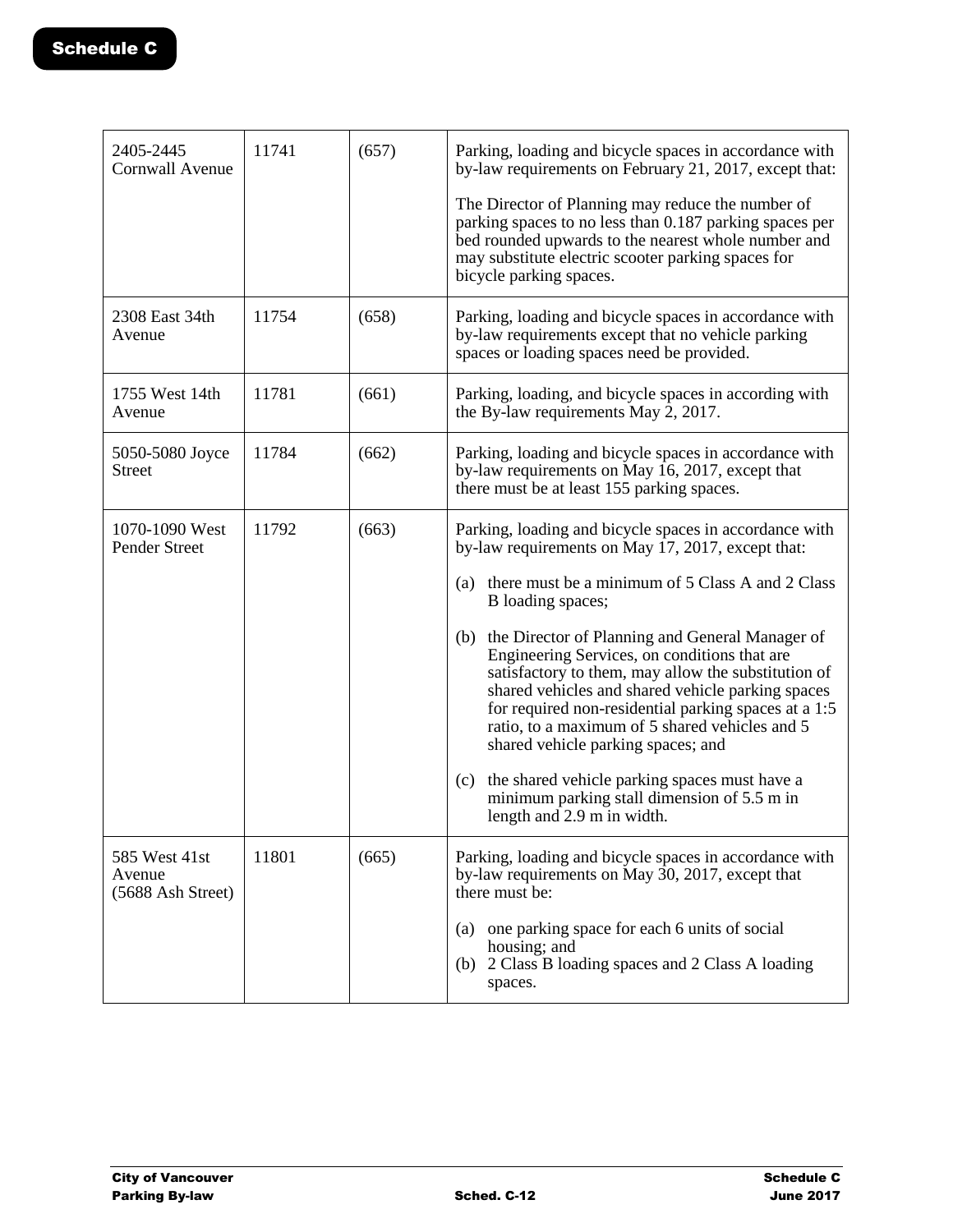| | | | |
|---|---|---|---|
| 2405-2445 Cornwall Avenue | 11741 | (657) | Parking, loading and bicycle spaces in accordance with by-law requirements on February 21, 2017, except that:<br><br>The Director of Planning may reduce the number of parking spaces to no less than 0.187 parking spaces per bed rounded upwards to the nearest whole number and may substitute electric scooter parking spaces for bicycle parking spaces. |
| 2308 East 34th Avenue | 11754 | (658) | Parking, loading and bicycle spaces in accordance with by-law requirements except that no vehicle parking spaces or loading spaces need be provided. |
| 1755 West 14th Avenue | 11781 | (661) | Parking, loading, and bicycle spaces in according with the By-law requirements May 2, 2017. |
| 5050-5080 Joyce Street | 11784 | (662) | Parking, loading and bicycle spaces in accordance with by-law requirements on May 16, 2017, except that there must be at least 155 parking spaces. |
| 1070-1090 West Pender Street | 11792 | (663) | Parking, loading and bicycle spaces in accordance with by-law requirements on May 17, 2017, except that:<br><br>(a) there must be a minimum of 5 Class A and 2 Class B loading spaces;<br><br>(b) the Director of Planning and General Manager of Engineering Services, on conditions that are satisfactory to them, may allow the substitution of shared vehicles and shared vehicle parking spaces for required non-residential parking spaces at a 1:5 ratio, to a maximum of 5 shared vehicles and 5 shared vehicle parking spaces; and<br><br>(c) the shared vehicle parking spaces must have a minimum parking stall dimension of 5.5 m in length and 2.9 m in width. |
| 585 West 41st Avenue (5688 Ash Street) | 11801 | (665) | Parking, loading and bicycle spaces in accordance with by-law requirements on May 30, 2017, except that there must be:<br><br>(a) one parking space for each 6 units of social housing; and<br>(b) 2 Class B loading spaces and 2 Class A loading spaces. |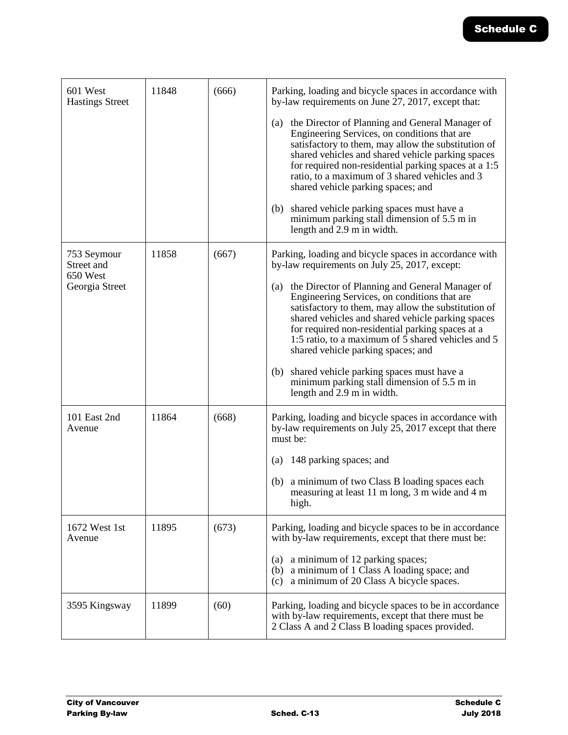| | | | |
|---|---|---|---|
| 601 West Hastings Street | 11848 | (666) | Parking, loading and bicycle spaces in accordance with by-law requirements on June 27, 2017, except that:<br><br>(a) the Director of Planning and General Manager of Engineering Services, on conditions that are satisfactory to them, may allow the substitution of shared vehicles and shared vehicle parking spaces for required non-residential parking spaces at a 1:5 ratio, to a maximum of 3 shared vehicles and 3 shared vehicle parking spaces; and<br><br>(b) shared vehicle parking spaces must have a minimum parking stall dimension of 5.5 m in length and 2.9 m in width. |
| 753 Seymour Street and 650 West Georgia Street | 11858 | (667) | Parking, loading and bicycle spaces in accordance with by-law requirements on July 25, 2017, except:<br><br>(a) the Director of Planning and General Manager of Engineering Services, on conditions that are satisfactory to them, may allow the substitution of shared vehicles and shared vehicle parking spaces for required non-residential parking spaces at a 1:5 ratio, to a maximum of 5 shared vehicles and 5 shared vehicle parking spaces; and<br><br>(b) shared vehicle parking spaces must have a minimum parking stall dimension of 5.5 m in length and 2.9 m in width. |
| 101 East 2nd Avenue | 11864 | (668) | Parking, loading and bicycle spaces in accordance with by-law requirements on July 25, 2017 except that there must be:<br><br>(a) 148 parking spaces; and<br><br>(b) a minimum of two Class B loading spaces each measuring at least 11 m long, 3 m wide and 4 m high. |
| 1672 West 1st Avenue | 11895 | (673) | Parking, loading and bicycle spaces to be in accordance with by-law requirements, except that there must be:<br><br>(a) a minimum of 12 parking spaces;<br>(b) a minimum of 1 Class A loading space; and<br>(c) a minimum of 20 Class A bicycle spaces. |
| 3595 Kingsway | 11899 | (60) | Parking, loading and bicycle spaces to be in accordance with by-law requirements, except that there must be 2 Class A and 2 Class B loading spaces provided. |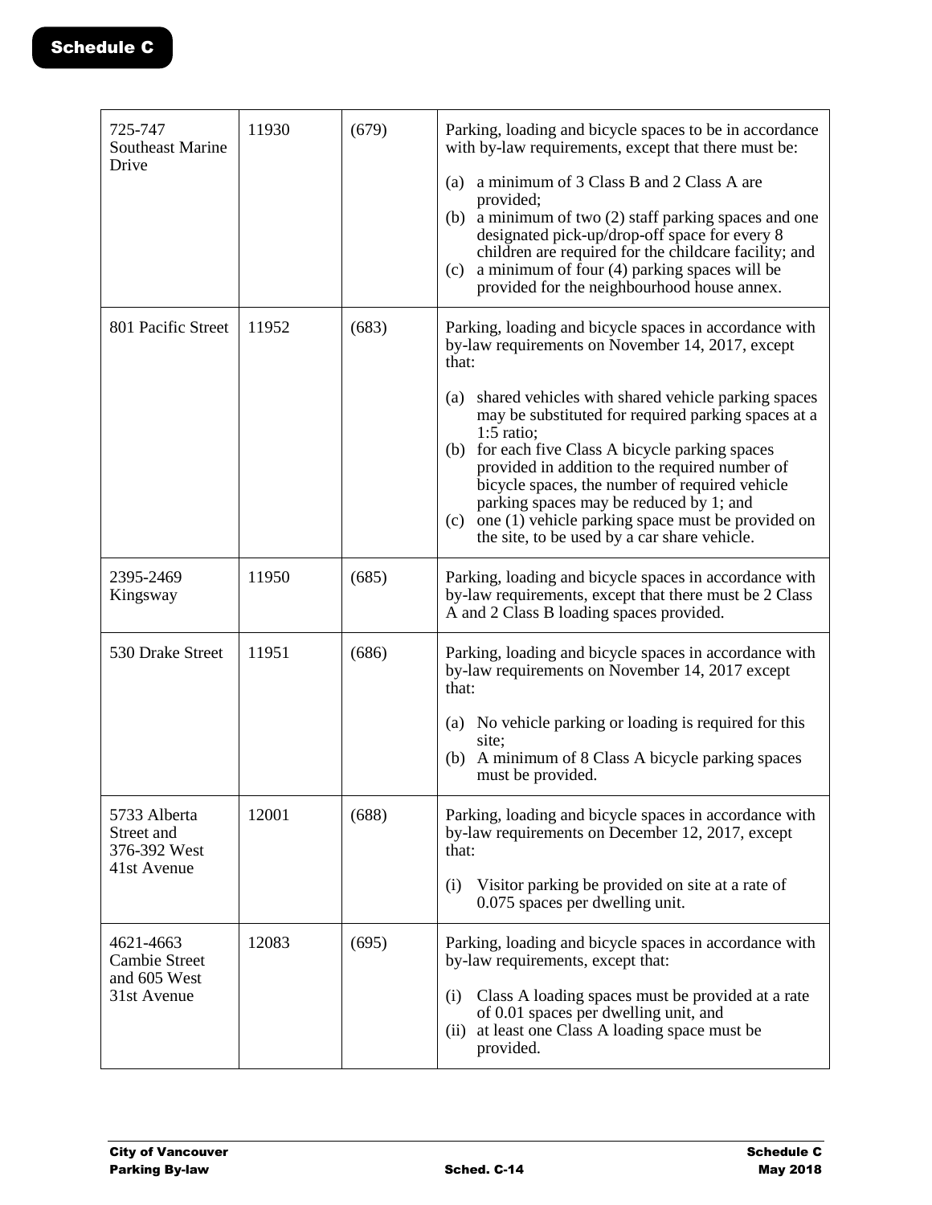| 725-747 Southeast Marine Drive | 11930 | (679) | Parking, loading and bicycle spaces to be in accordance with by-law requirements, except that there must be:<br><br>(a) a minimum of 3 Class B and 2 Class A are provided;<br>(b) a minimum of two (2) staff parking spaces and one designated pick-up/drop-off space for every 8 children are required for the childcare facility; and<br>(c) a minimum of four (4) parking spaces will be provided for the neighbourhood house annex. |
|---|---|---|---|
| 801 Pacific Street | 11952 | (683) | Parking, loading and bicycle spaces in accordance with by-law requirements on November 14, 2017, except that:<br><br>(a) shared vehicles with shared vehicle parking spaces may be substituted for required parking spaces at a 1:5 ratio;<br>(b) for each five Class A bicycle parking spaces provided in addition to the required number of bicycle spaces, the number of required vehicle parking spaces may be reduced by 1; and<br>(c) one (1) vehicle parking space must be provided on the site, to be used by a car share vehicle. |
| 2395-2469 Kingsway | 11950 | (685) | Parking, loading and bicycle spaces in accordance with by-law requirements, except that there must be 2 Class A and 2 Class B loading spaces provided. |
| 530 Drake Street | 11951 | (686) | Parking, loading and bicycle spaces in accordance with by-law requirements on November 14, 2017 except that:<br><br>(a) No vehicle parking or loading is required for this site;<br>(b) A minimum of 8 Class A bicycle parking spaces must be provided. |
| 5733 Alberta Street and 376-392 West 41st Avenue | 12001 | (688) | Parking, loading and bicycle spaces in accordance with by-law requirements on December 12, 2017, except that:<br><br>(i) Visitor parking be provided on site at a rate of 0.075 spaces per dwelling unit. |
| 4621-4663 Cambie Street and 605 West 31st Avenue | 12083 | (695) | Parking, loading and bicycle spaces in accordance with by-law requirements, except that:<br><br>(i) Class A loading spaces must be provided at a rate of 0.01 spaces per dwelling unit, and<br>(ii) at least one Class A loading space must be provided. |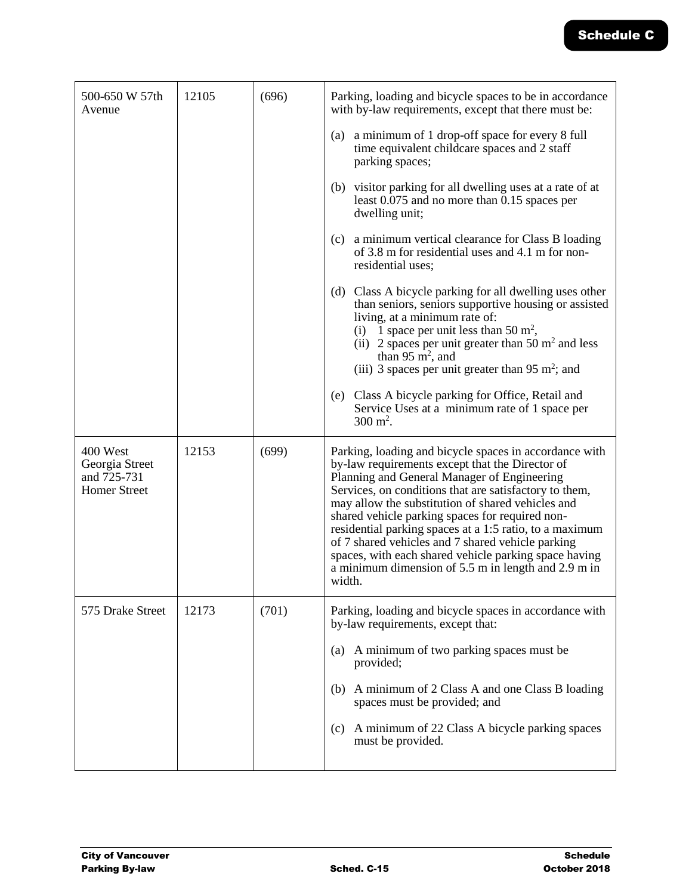| | | | |
|---|---|---|---|
| 500-650 W 57th Avenue | 12105 | (696) | Parking, loading and bicycle spaces to be in accordance with by-law requirements, except that there must be:<br><br>(a) a minimum of 1 drop-off space for every 8 full time equivalent childcare spaces and 2 staff parking spaces;<br><br>(b) visitor parking for all dwelling uses at a rate of at least 0.075 and no more than 0.15 spaces per dwelling unit;<br><br>(c) a minimum vertical clearance for Class B loading of 3.8 m for residential uses and 4.1 m for non-residential uses;<br><br>(d) Class A bicycle parking for all dwelling uses other than seniors, seniors supportive housing or assisted living, at a minimum rate of:<br>(i) 1 space per unit less than 50 $m^2$,<br>(ii) 2 spaces per unit greater than 50 $m^2$ and less than 95 $m^2$, and<br>(iii) 3 spaces per unit greater than 95 $m^2$; and<br><br>(e) Class A bicycle parking for Office, Retail and Service Uses at a minimum rate of 1 space per 300 $m^2$. |
| 400 West Georgia Street and 725-731 Homer Street | 12153 | (699) | Parking, loading and bicycle spaces in accordance with by-law requirements except that the Director of Planning and General Manager of Engineering Services, on conditions that are satisfactory to them, may allow the substitution of shared vehicles and shared vehicle parking spaces for required non-residential parking spaces at a 1:5 ratio, to a maximum of 7 shared vehicles and 7 shared vehicle parking spaces, with each shared vehicle parking space having a minimum dimension of 5.5 m in length and 2.9 m in width. |
| 575 Drake Street | 12173 | (701) | Parking, loading and bicycle spaces in accordance with by-law requirements, except that:<br><br>(a) A minimum of two parking spaces must be provided;<br><br>(b) A minimum of 2 Class A and one Class B loading spaces must be provided; and<br><br>(c) A minimum of 22 Class A bicycle parking spaces must be provided. |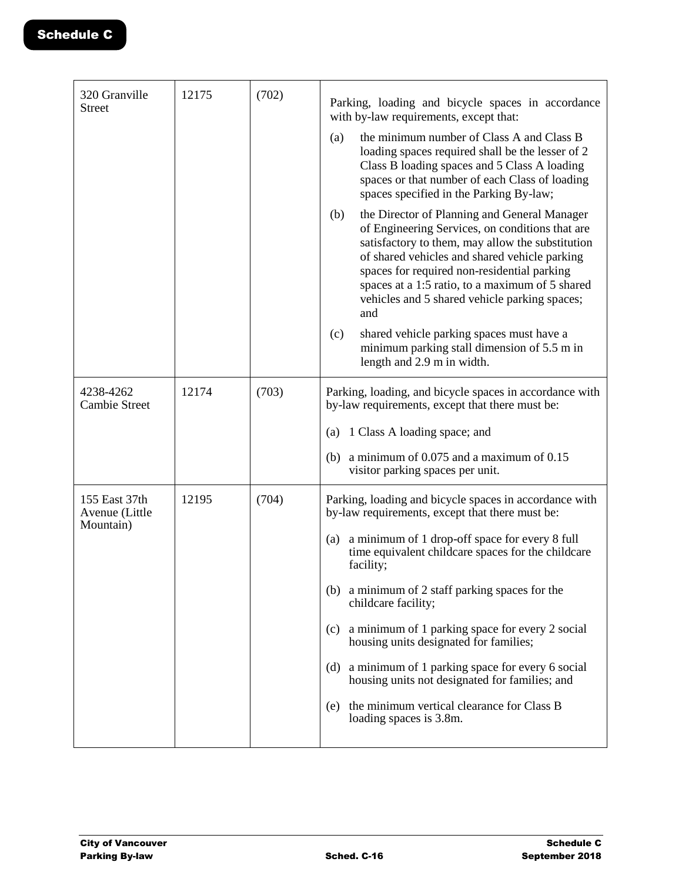| | | | |
|---|---|---|---|
| 320 Granville Street | 12175 | (702) | Parking, loading and bicycle spaces in accordance with by-law requirements, except that:<br><br>(a) the minimum number of Class A and Class B loading spaces required shall be the lesser of 2 Class B loading spaces and 5 Class A loading spaces or that number of each Class of loading spaces specified in the Parking By-law;<br><br>(b) the Director of Planning and General Manager of Engineering Services, on conditions that are satisfactory to them, may allow the substitution of shared vehicles and shared vehicle parking spaces for required non-residential parking spaces at a 1:5 ratio, to a maximum of 5 shared vehicles and 5 shared vehicle parking spaces; and<br><br>(c) shared vehicle parking spaces must have a minimum parking stall dimension of 5.5 m in length and 2.9 m in width. |
| 4238-4262 Cambie Street | 12174 | (703) | Parking, loading, and bicycle spaces in accordance with by-law requirements, except that there must be:<br><br>(a) 1 Class A loading space; and<br><br>(b) a minimum of 0.075 and a maximum of 0.15 visitor parking spaces per unit. |
| 155 East 37th Avenue (Little Mountain) | 12195 | (704) | Parking, loading and bicycle spaces in accordance with by-law requirements, except that there must be:<br><br>(a) a minimum of 1 drop-off space for every 8 full time equivalent childcare spaces for the childcare facility;<br><br>(b) a minimum of 2 staff parking spaces for the childcare facility;<br><br>(c) a minimum of 1 parking space for every 2 social housing units designated for families;<br><br>(d) a minimum of 1 parking space for every 6 social housing units not designated for families; and<br><br>(e) the minimum vertical clearance for Class B loading spaces is 3.8m. |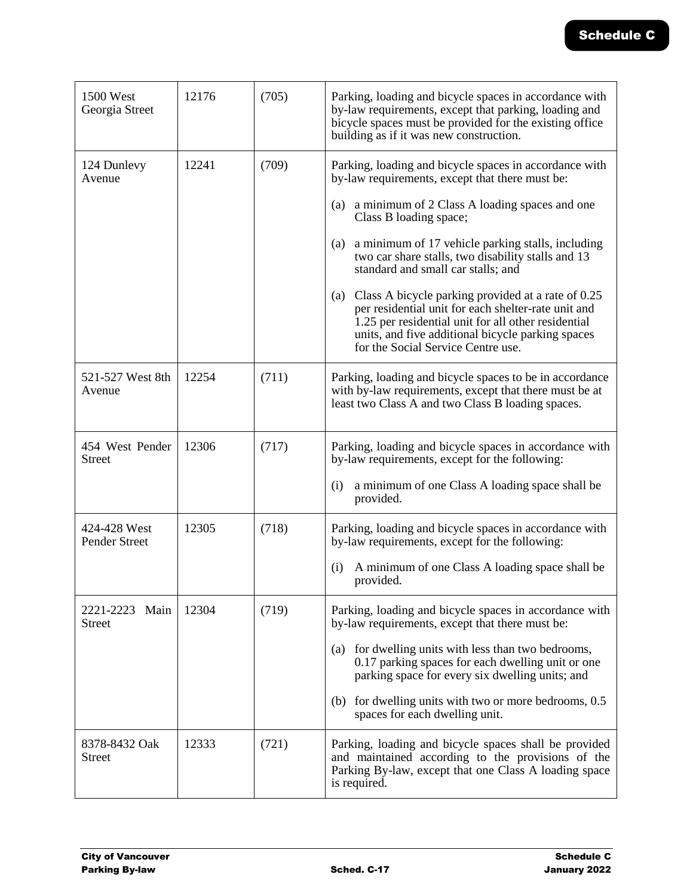| | | | |
|---|---|---|---|
| 1500 West Georgia Street | 12176 | (705) | Parking, loading and bicycle spaces in accordance with by-law requirements, except that parking, loading and bicycle spaces must be provided for the existing office building as if it was new construction. |
| 124 Dunlevy Avenue | 12241 | (709) | Parking, loading and bicycle spaces in accordance with by-law requirements, except that there must be:<br><br>(a) a minimum of 2 Class A loading spaces and one Class B loading space;<br><br>(a) a minimum of 17 vehicle parking stalls, including two car share stalls, two disability stalls and 13 standard and small car stalls; and<br><br>(a) Class A bicycle parking provided at a rate of 0.25 per residential unit for each shelter-rate unit and 1.25 per residential unit for all other residential units, and five additional bicycle parking spaces for the Social Service Centre use. |
| 521-527 West 8th Avenue | 12254 | (711) | Parking, loading and bicycle spaces to be in accordance with by-law requirements, except that there must be at least two Class A and two Class B loading spaces. |
| 454 West Pender Street | 12306 | (717) | Parking, loading and bicycle spaces in accordance with by-law requirements, except for the following:<br><br>(i) a minimum of one Class A loading space shall be provided. |
| 424-428 West Pender Street | 12305 | (718) | Parking, loading and bicycle spaces in accordance with by-law requirements, except for the following:<br><br>(i) A minimum of one Class A loading space shall be provided. |
| 2221-2223 Main Street | 12304 | (719) | Parking, loading and bicycle spaces in accordance with by-law requirements, except that there must be:<br><br>(a) for dwelling units with less than two bedrooms, 0.17 parking spaces for each dwelling unit or one parking space for every six dwelling units; and<br><br>(b) for dwelling units with two or more bedrooms, 0.5 spaces for each dwelling unit. |
| 8378-8432 Oak Street | 12333 | (721) | Parking, loading and bicycle spaces shall be provided and maintained according to the provisions of the Parking By-law, except that one Class A loading space is required. |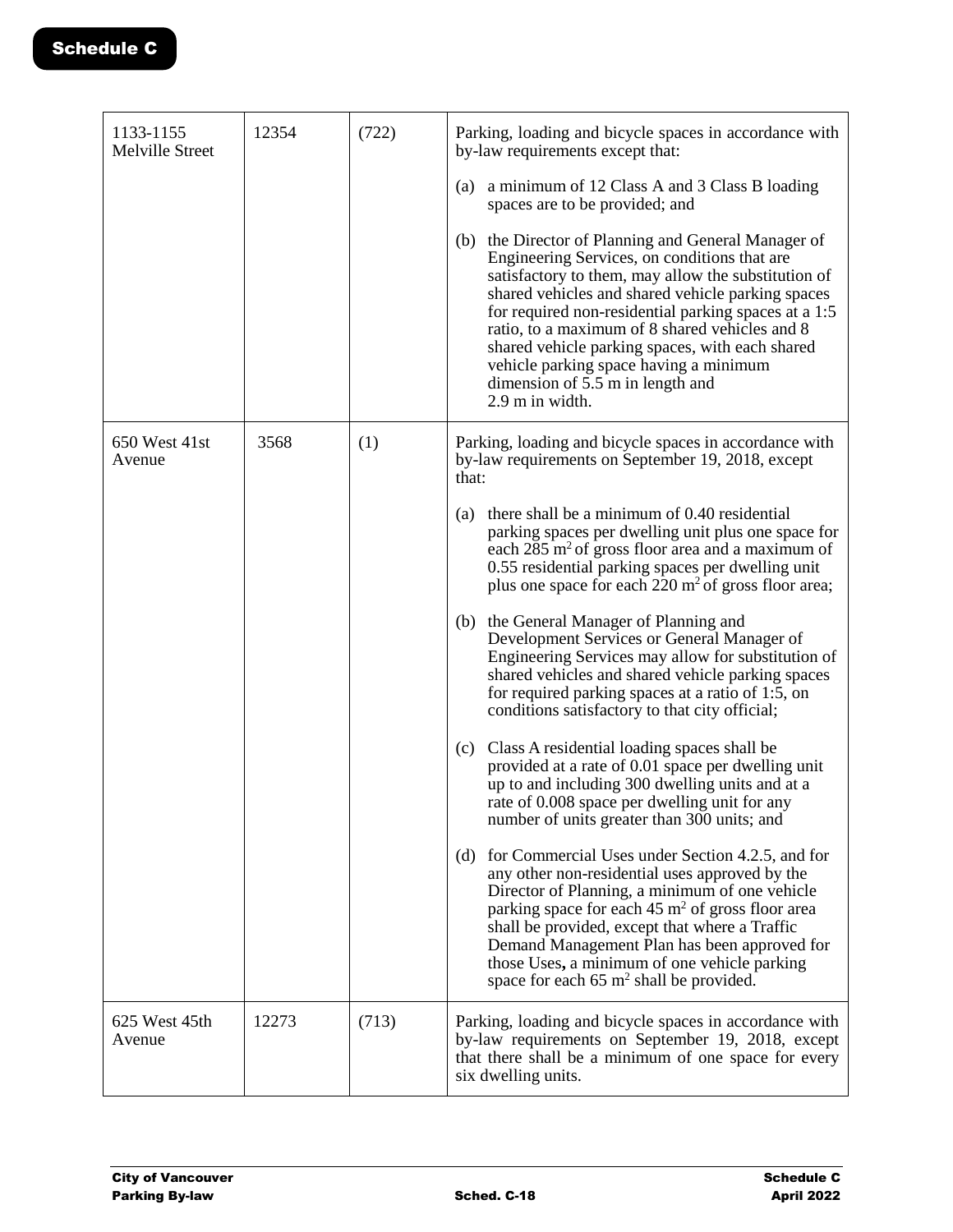| | | | |
|---|---|---|---|
| 1133-1155 Melville Street | 12354 | (722) | Parking, loading and bicycle spaces in accordance with by-law requirements except that:<br><br>(a) a minimum of 12 Class A and 3 Class B loading spaces are to be provided; and<br><br>(b) the Director of Planning and General Manager of Engineering Services, on conditions that are satisfactory to them, may allow the substitution of shared vehicles and shared vehicle parking spaces for required non-residential parking spaces at a 1:5 ratio, to a maximum of 8 shared vehicles and 8 shared vehicle parking spaces, with each shared vehicle parking space having a minimum dimension of 5.5 m in length and 2.9 m in width. |
| 650 West 41st Avenue | 3568 | (1) | Parking, loading and bicycle spaces in accordance with by-law requirements on September 19, 2018, except that:<br><br>(a) there shall be a minimum of 0.40 residential parking spaces per dwelling unit plus one space for each 285 $m^2$ of gross floor area and a maximum of 0.55 residential parking spaces per dwelling unit plus one space for each 220 $m^2$ of gross floor area;<br><br>(b) the General Manager of Planning and Development Services or General Manager of Engineering Services may allow for substitution of shared vehicles and shared vehicle parking spaces for required parking spaces at a ratio of 1:5, on conditions satisfactory to that city official;<br><br>(c) Class A residential loading spaces shall be provided at a rate of 0.01 space per dwelling unit up to and including 300 dwelling units and at a rate of 0.008 space per dwelling unit for any number of units greater than 300 units; and<br><br>(d) for Commercial Uses under Section 4.2.5, and for any other non-residential uses approved by the Director of Planning, a minimum of one vehicle parking space for each 45 $m^2$ of gross floor area shall be provided, except that where a Traffic Demand Management Plan has been approved for those Uses**,** a minimum of one vehicle parking space for each 65 $m^2$ shall be provided. |
| 625 West 45th Avenue | 12273 | (713) | Parking, loading and bicycle spaces in accordance with by-law requirements on September 19, 2018, except that there shall be a minimum of one space for every six dwelling units. |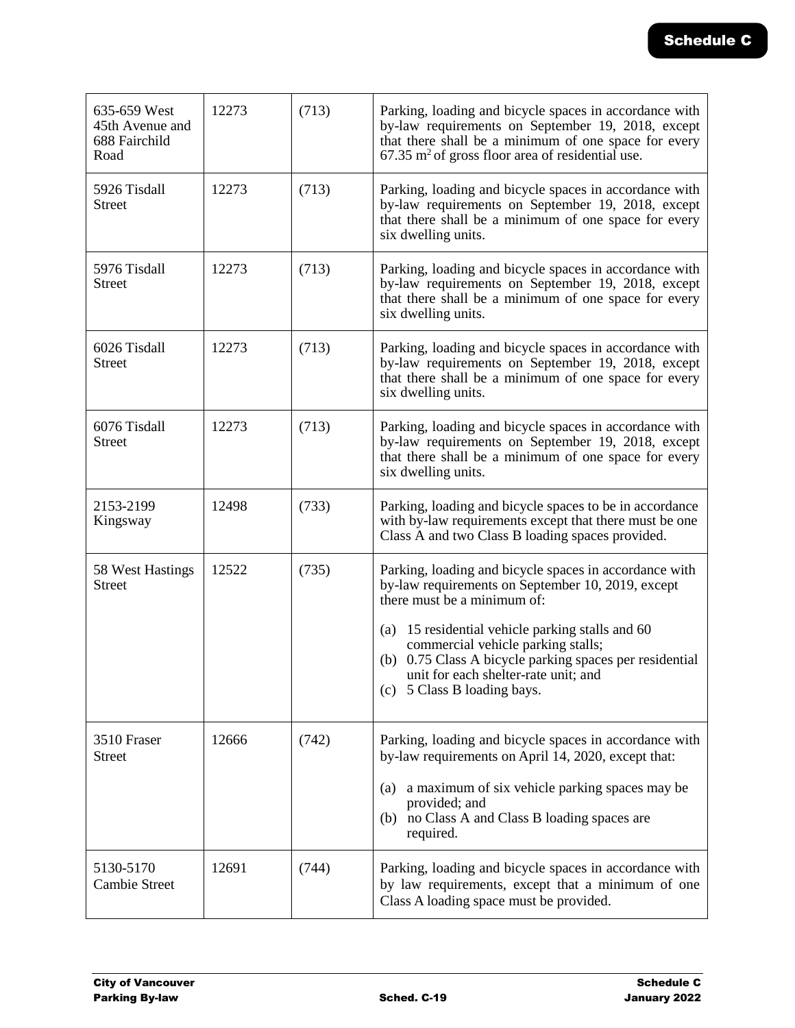| | | | |
|---|---|---|---|
| 635-659 West 45th Avenue and 688 Fairchild Road | 12273 | (713) | Parking, loading and bicycle spaces in accordance with by-law requirements on September 19, 2018, except that there shall be a minimum of one space for every 67.35 $m^2$ of gross floor area of residential use. |
| 5926 Tisdall Street | 12273 | (713) | Parking, loading and bicycle spaces in accordance with by-law requirements on September 19, 2018, except that there shall be a minimum of one space for every six dwelling units. |
| 5976 Tisdall Street | 12273 | (713) | Parking, loading and bicycle spaces in accordance with by-law requirements on September 19, 2018, except that there shall be a minimum of one space for every six dwelling units. |
| 6026 Tisdall Street | 12273 | (713) | Parking, loading and bicycle spaces in accordance with by-law requirements on September 19, 2018, except that there shall be a minimum of one space for every six dwelling units. |
| 6076 Tisdall Street | 12273 | (713) | Parking, loading and bicycle spaces in accordance with by-law requirements on September 19, 2018, except that there shall be a minimum of one space for every six dwelling units. |
| 2153-2199 Kingsway | 12498 | (733) | Parking, loading and bicycle spaces to be in accordance with by-law requirements except that there must be one Class A and two Class B loading spaces provided. |
| 58 West Hastings Street | 12522 | (735) | Parking, loading and bicycle spaces in accordance with by-law requirements on September 10, 2019, except there must be a minimum of:<br><br>(a) 15 residential vehicle parking stalls and 60 commercial vehicle parking stalls;<br>(b) 0.75 Class A bicycle parking spaces per residential unit for each shelter-rate unit; and<br>(c) 5 Class B loading bays. |
| 3510 Fraser Street | 12666 | (742) | Parking, loading and bicycle spaces in accordance with by-law requirements on April 14, 2020, except that:<br><br>(a) a maximum of six vehicle parking spaces may be provided; and<br>(b) no Class A and Class B loading spaces are required. |
| 5130-5170 Cambie Street | 12691 | (744) | Parking, loading and bicycle spaces in accordance with by law requirements, except that a minimum of one Class A loading space must be provided. |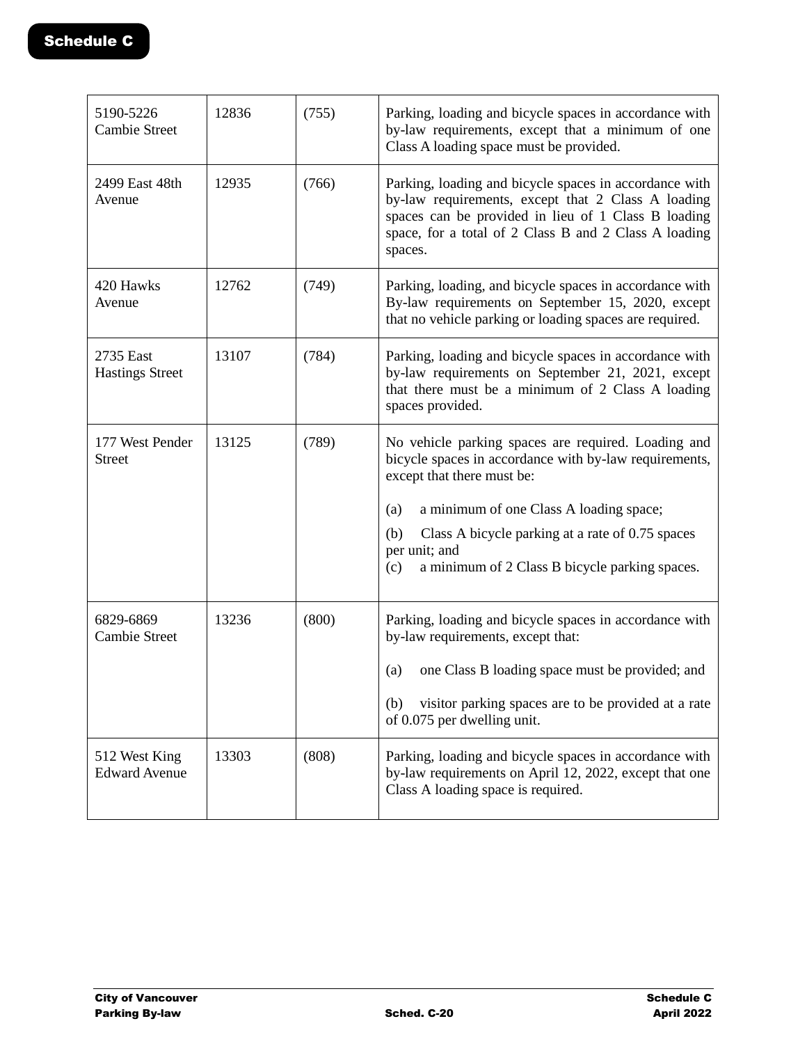| | | | |
|---|---|---|---|
| 5190-5226 Cambie Street | 12836 | (755) | Parking, loading and bicycle spaces in accordance with by-law requirements, except that a minimum of one Class A loading space must be provided. |
| 2499 East 48th Avenue | 12935 | (766) | Parking, loading and bicycle spaces in accordance with by-law requirements, except that 2 Class A loading spaces can be provided in lieu of 1 Class B loading space, for a total of 2 Class B and 2 Class A loading spaces. |
| 420 Hawks Avenue | 12762 | (749) | Parking, loading, and bicycle spaces in accordance with By-law requirements on September 15, 2020, except that no vehicle parking or loading spaces are required. |
| 2735 East Hastings Street | 13107 | (784) | Parking, loading and bicycle spaces in accordance with by-law requirements on September 21, 2021, except that there must be a minimum of 2 Class A loading spaces provided. |
| 177 West Pender Street | 13125 | (789) | No vehicle parking spaces are required. Loading and bicycle spaces in accordance with by-law requirements, except that there must be:<br><br>(a) a minimum of one Class A loading space;<br><br>(b) Class A bicycle parking at a rate of 0.75 spaces per unit; and<br>(c) a minimum of 2 Class B bicycle parking spaces. |
| 6829-6869 Cambie Street | 13236 | (800) | Parking, loading and bicycle spaces in accordance with by-law requirements, except that:<br><br>(a) one Class B loading space must be provided; and<br><br>(b) visitor parking spaces are to be provided at a rate of 0.075 per dwelling unit. |
| 512 West King Edward Avenue | 13303 | (808) | Parking, loading and bicycle spaces in accordance with by-law requirements on April 12, 2022, except that one Class A loading space is required. |